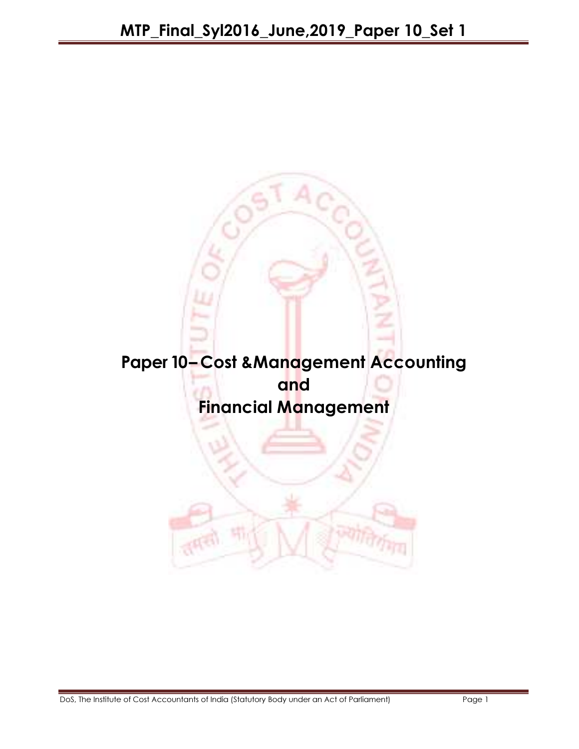# Paper 10– Cost &Management Accounting and Financial Management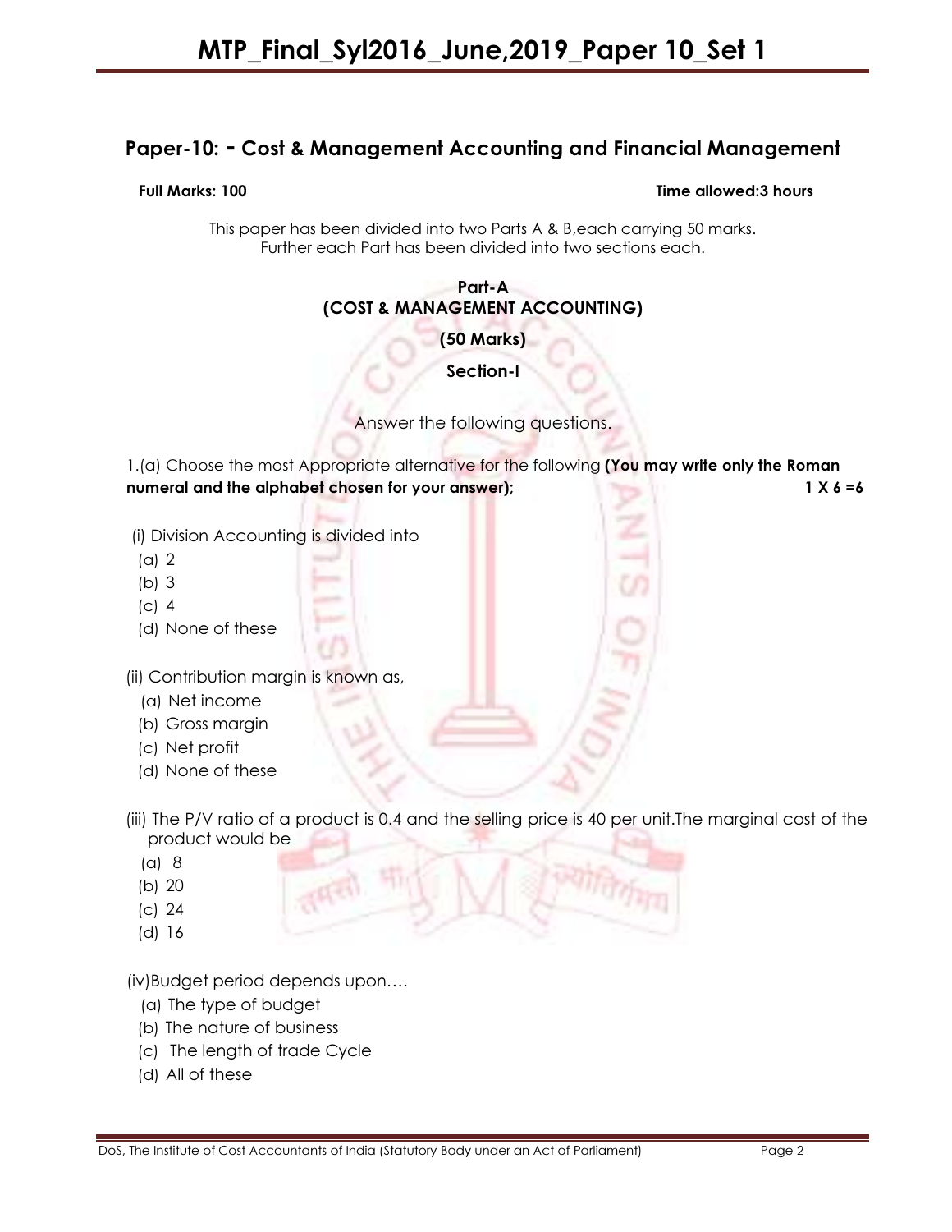## Paper-10: - Cost & Management Accounting and Financial Management

**Full Marks: 100** **Time allowed:3 hours**

This paper has been divided into two Parts A & B,each carrying 50 marks.
Further each Part has been divided into two sections each.

### Part-A
### (COST & MANAGEMENT ACCOUNTING)

**(50 Marks)**

**Section-I**

Answer the following questions.

1.(a) Choose the most Appropriate alternative for the following **(You may write only the Roman numeral and the alphabet chosen for your answer);** **1 X 6 =6**

(i) Division Accounting is divided into

(a) 2
(b) 3
(c) 4
(d) None of these

(ii) Contribution margin is known as,

(a) Net income
(b) Gross margin
(c) Net profit
(d) None of these

(iii) The P/V ratio of a product is 0.4 and the selling price is 40 per unit.The marginal cost of the product would be

(a) 8
(b) 20
(c) 24
(d) 16

(iv)Budget period depends upon….

(a) The type of budget
(b) The nature of business
(c) The length of trade Cycle
(d) All of these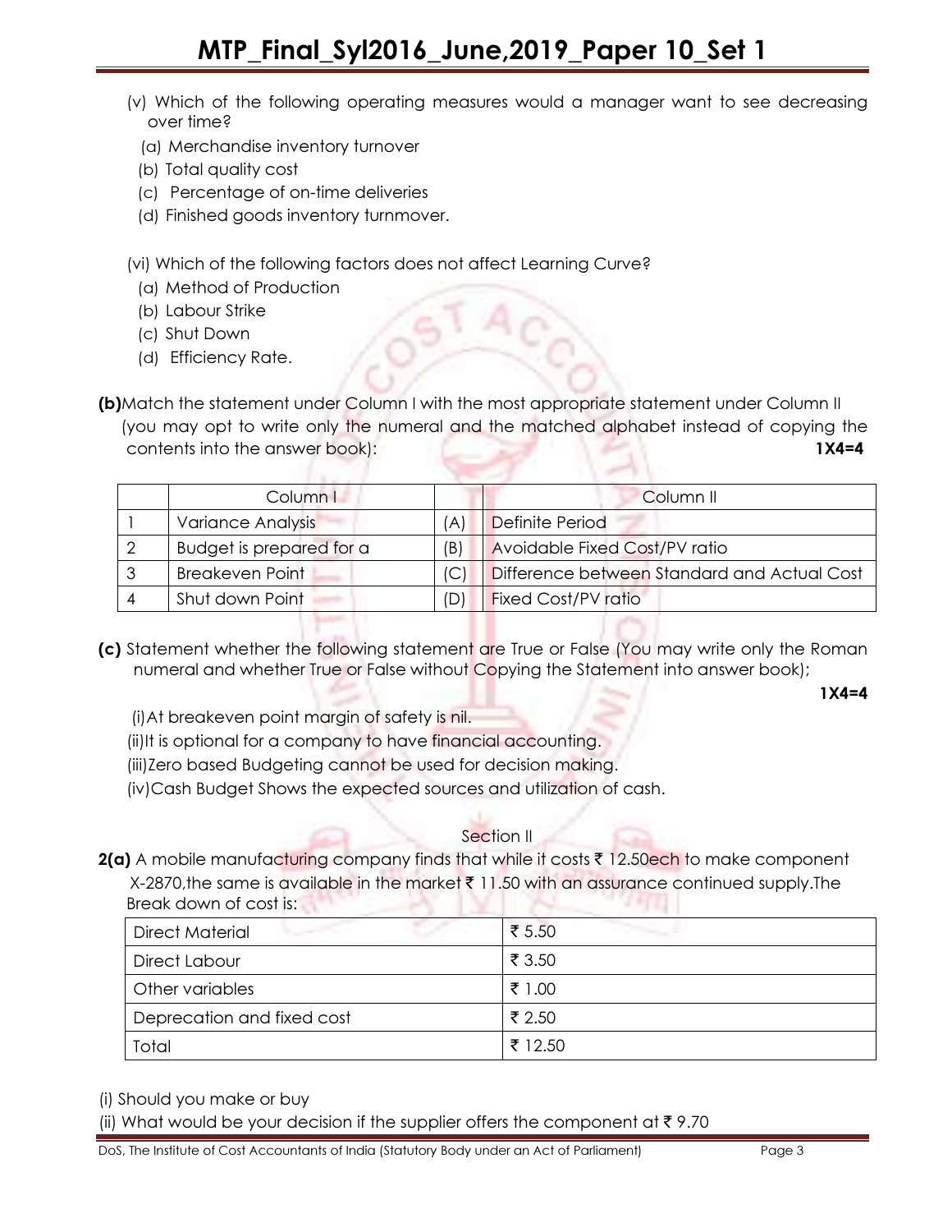(v) Which of the following operating measures would a manager want to see decreasing over time?

(a) Merchandise inventory turnover
(b) Total quality cost
(c) Percentage of on-time deliveries
(d) Finished goods inventory turnmover.

(vi) Which of the following factors does not affect Learning Curve?

(a) Method of Production
(b) Labour Strike
(c) Shut Down
(d) Efficiency Rate.

**(b)** Match the statement under Column I with the most appropriate statement under Column II (you may opt to write only the numeral and the matched alphabet instead of copying the contents into the answer book): **1X4=4**

| | Column I | | Column II |
|---|---|---|---|
| 1 | Variance Analysis | (A) | Definite Period |
| 2 | Budget is prepared for a | (B) | Avoidable Fixed Cost/PV ratio |
| 3 | Breakeven Point | (C) | Difference between Standard and Actual Cost |
| 4 | Shut down Point | (D) | Fixed Cost/PV ratio |

**(c)** Statement whether the following statement are True or False (You may write only the Roman numeral and whether True or False without Copying the Statement into answer book); **1X4=4**

(i) At breakeven point margin of safety is nil.
(ii) It is optional for a company to have financial accounting.
(iii) Zero based Budgeting cannot be used for decision making.
(iv) Cash Budget Shows the expected sources and utilization of cash.

## Section II

**2(a)** A mobile manufacturing company finds that while it costs ₹ 12.50ech to make component X-2870, the same is available in the market ₹ 11.50 with an assurance continued supply. The Break down of cost is:

| | |
|---|---|
| Direct Material | ₹ 5.50 |
| Direct Labour | ₹ 3.50 |
| Other variables | ₹ 1.00 |
| Deprecation and fixed cost | ₹ 2.50 |
| Total | ₹ 12.50 |

(i) Should you make or buy

(ii) What would be your decision if the supplier offers the component at ₹ 9.70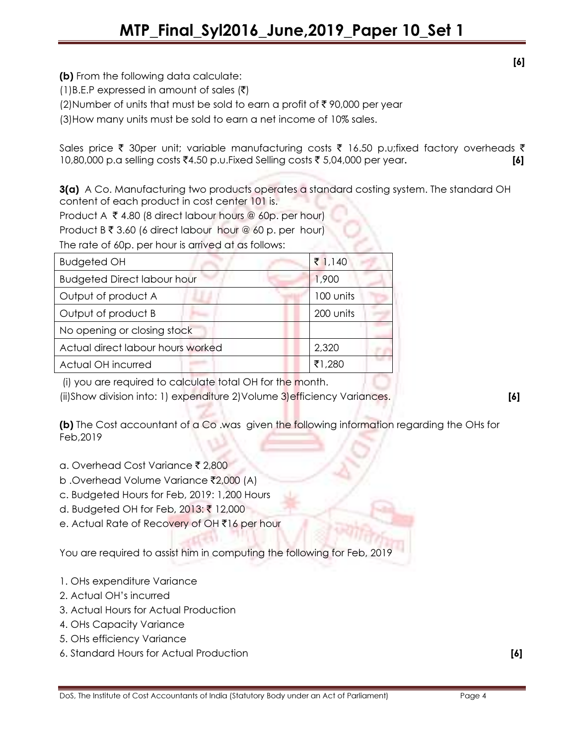[6]

**(b)** From the following data calculate:

(1)B.E.P expressed in amount of sales (₹)

(2)Number of units that must be sold to earn a profit of ₹ 90,000 per year

(3)How many units must be sold to earn a net income of 10% sales.

Sales price ₹ 30per unit; variable manufacturing costs ₹ 16.50 p.u;fixed factory overheads ₹ 10,80,000 p.a selling costs ₹4.50 p.u.Fixed Selling costs ₹ 5,04,000 per year**.** **[6]**

**3(a)** A Co. Manufacturing two products operates a standard costing system. The standard OH content of each product in cost center 101 is.

Product A ₹ 4.80 (8 direct labour hours @ 60p. per hour)

Product B ₹ 3.60 (6 direct labour hour @ 60 p. per hour)

The rate of 60p. per hour is arrived at as follows:

| Budgeted OH | ₹ 1,140 |
|---|---|
| Budgeted Direct labour hour | 1,900 |
| Output of product A | 100 units |
| Output of product B | 200 units |
| No opening or closing stock | |
| Actual direct labour hours worked | 2,320 |
| Actual OH incurred | ₹1,280 |

(i) you are required to calculate total OH for the month.

(ii)Show division into: 1) expenditure 2)Volume 3)efficiency Variances. **[6]**

**(b)** The Cost accountant of a Co .was given the following information regarding the OHs for Feb,2019

a. Overhead Cost Variance ₹ 2,800

b .Overhead Volume Variance ₹2,000 (A)

c. Budgeted Hours for Feb, 2019: 1,200 Hours

d. Budgeted OH for Feb, 2013: ₹ 12,000

e. Actual Rate of Recovery of OH ₹16 per hour

You are required to assist him in computing the following for Feb, 2019

1. OHs expenditure Variance
2. Actual OH's incurred
3. Actual Hours for Actual Production
4. OHs Capacity Variance
5. OHs efficiency Variance
6. Standard Hours for Actual Production **[6]**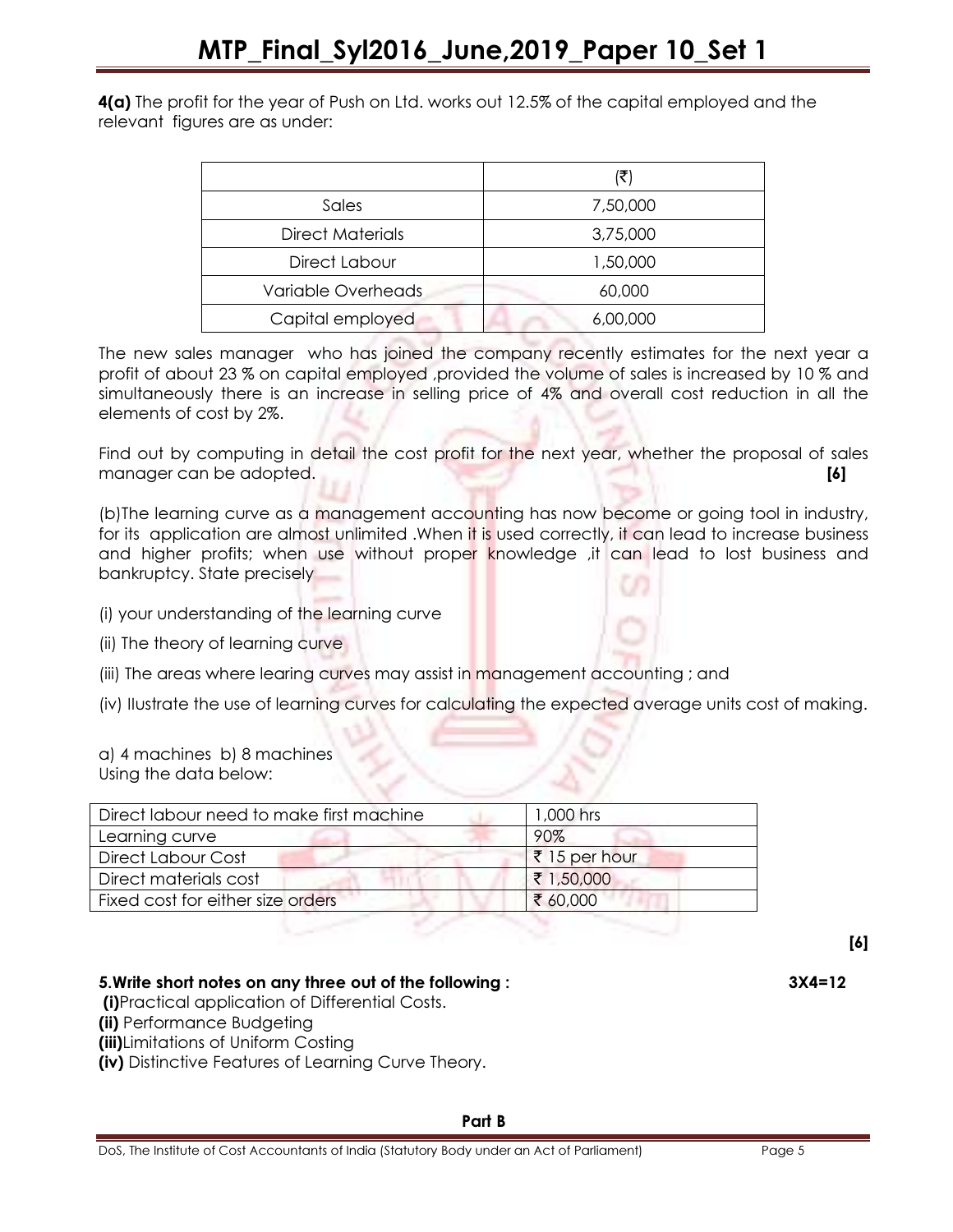**4(a)** The profit for the year of Push on Ltd. works out 12.5% of the capital employed and the relevant figures are as under:

| | (₹) |
|---|---|
| Sales | 7,50,000 |
| Direct Materials | 3,75,000 |
| Direct Labour | 1,50,000 |
| Variable Overheads | 60,000 |
| Capital employed | 6,00,000 |

The new sales manager who has joined the company recently estimates for the next year a profit of about 23 % on capital employed ,provided the volume of sales is increased by 10 % and simultaneously there is an increase in selling price of 4% and overall cost reduction in all the elements of cost by 2%.

Find out by computing in detail the cost profit for the next year, whether the proposal of sales manager can be adopted. **[6]**

(b)The learning curve as a management accounting has now become or going tool in industry, for its application are almost unlimited .When it is used correctly, it can lead to increase business and higher profits; when use without proper knowledge ,it can lead to lost business and bankruptcy. State precisely

(i) your understanding of the learning curve

(ii) The theory of learning curve

(iii) The areas where learing curves may assist in management accounting ; and

(iv) Ilustrate the use of learning curves for calculating the expected average units cost of making.

a) 4 machines b) 8 machines
Using the data below:

| | |
|---|---|
| Direct labour need to make first machine | 1,000 hrs |
| Learning curve | 90% |
| Direct Labour Cost | ₹ 15 per hour |
| Direct materials cost | ₹ 1,50,000 |
| Fixed cost for either size orders | ₹ 60,000 |

**[6]**

**5.Write short notes on any three out of the following : 3X4=12**

**(i)**Practical application of Differential Costs.

**(ii)** Performance Budgeting

**(iii)**Limitations of Uniform Costing

**(iv)** Distinctive Features of Learning Curve Theory.

**Part B**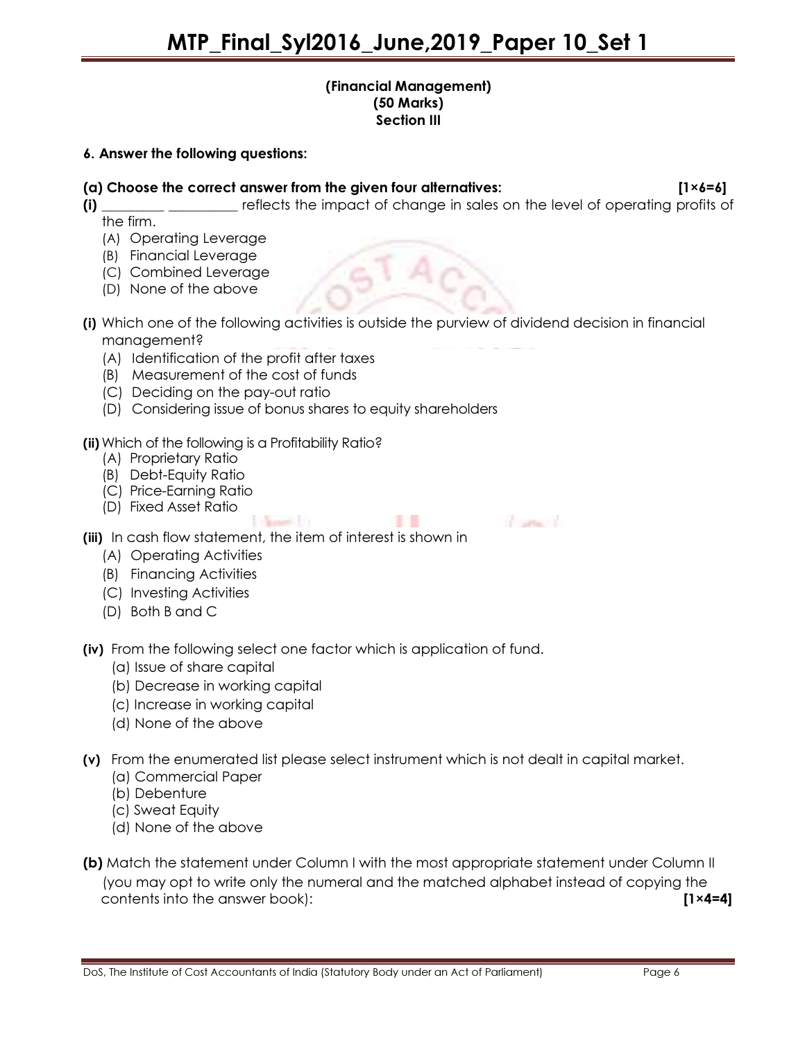**(Financial Management)**
**(50 Marks)**
**Section III**

**6. Answer the following questions:**

**(a) Choose the correct answer from the given four alternatives: [1×6=6]**

**(i)** _________ __________ reflects the impact of change in sales on the level of operating profits of the firm.

(A) Operating Leverage
(B) Financial Leverage
(C) Combined Leverage
(D) None of the above

**(i)** Which one of the following activities is outside the purview of dividend decision in financial management?

(A) Identification of the profit after taxes
(B) Measurement of the cost of funds
(C) Deciding on the pay-out ratio
(D) Considering issue of bonus shares to equity shareholders

**(ii)** Which of the following is a Profitability Ratio?

(A) Proprietary Ratio
(B) Debt-Equity Ratio
(C) Price-Earning Ratio
(D) Fixed Asset Ratio

**(iii)** In cash flow statement, the item of interest is shown in

(A) Operating Activities
(B) Financing Activities
(C) Investing Activities
(D) Both B and C

**(iv)** From the following select one factor which is application of fund.

(a) Issue of share capital
(b) Decrease in working capital
(c) Increase in working capital
(d) None of the above

**(v)** From the enumerated list please select instrument which is not dealt in capital market.

(a) Commercial Paper
(b) Debenture
(c) Sweat Equity
(d) None of the above

**(b)** Match the statement under Column I with the most appropriate statement under Column II (you may opt to write only the numeral and the matched alphabet instead of copying the contents into the answer book): **[1×4=4]**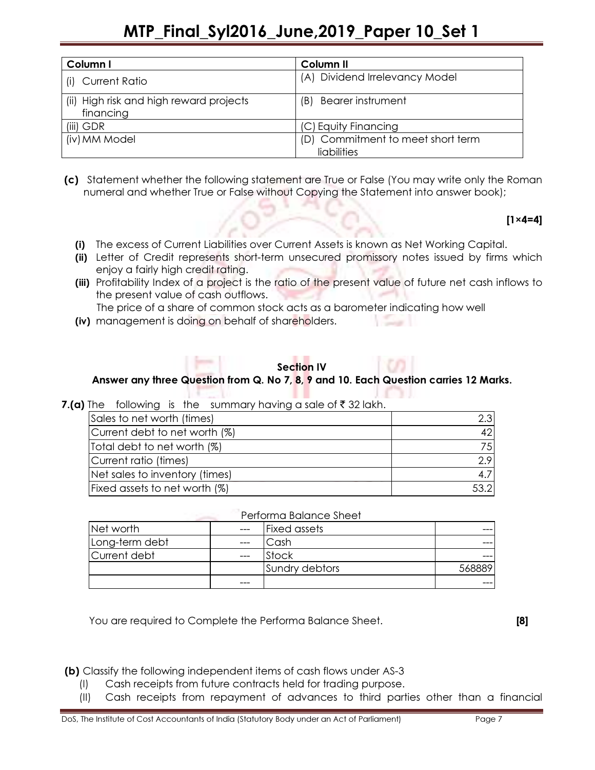| Column I | Column II |
|---|---|
| (i) Current Ratio | (A) Dividend Irrelevancy Model |
| (ii) High risk and high reward projects financing | (B) Bearer instrument |
| (iii) GDR | (C) Equity Financing |
| (iv) MM Model | (D) Commitment to meet short term liabilities |

**(c)** Statement whether the following statement are True or False (You may write only the Roman numeral and whether True or False without Copying the Statement into answer book);

**[1×4=4]**

**(i)** The excess of Current Liabilities over Current Assets is known as Net Working Capital.

**(ii)** Letter of Credit represents short-term unsecured promissory notes issued by firms which enjoy a fairly high credit rating.

**(iii)** Profitability Index of a project is the ratio of the present value of future net cash inflows to the present value of cash outflows.

**(iv)** The price of a share of common stock acts as a barometer indicating how well management is doing on behalf of shareholders.

## Section IV

**Answer any three Question from Q. No 7, 8, 9 and 10. Each Question carries 12 Marks.**

**7.(a)** The following is the summary having a sale of ₹ 32 lakh.

| | |
|---|---|
| Sales to net worth (times) | 2.3 |
| Current debt to net worth (%) | 42 |
| Total debt to net worth (%) | 75 |
| Current ratio (times) | 2.9 |
| Net sales to inventory (times) | 4.7 |
| Fixed assets to net worth (%) | 53.2 |

Performa Balance Sheet

| | | | |
|---|---|---|---|
| Net worth | --- | Fixed assets | --- |
| Long-term debt | --- | Cash | --- |
| Current debt | --- | Stock | --- |
| | | Sundry debtors | 568889 |
| | --- | | --- |

You are required to Complete the Performa Balance Sheet. **[8]**

**(b)** Classify the following independent items of cash flows under AS-3

(I) Cash receipts from future contracts held for trading purpose.

(II) Cash receipts from repayment of advances to third parties other than a financial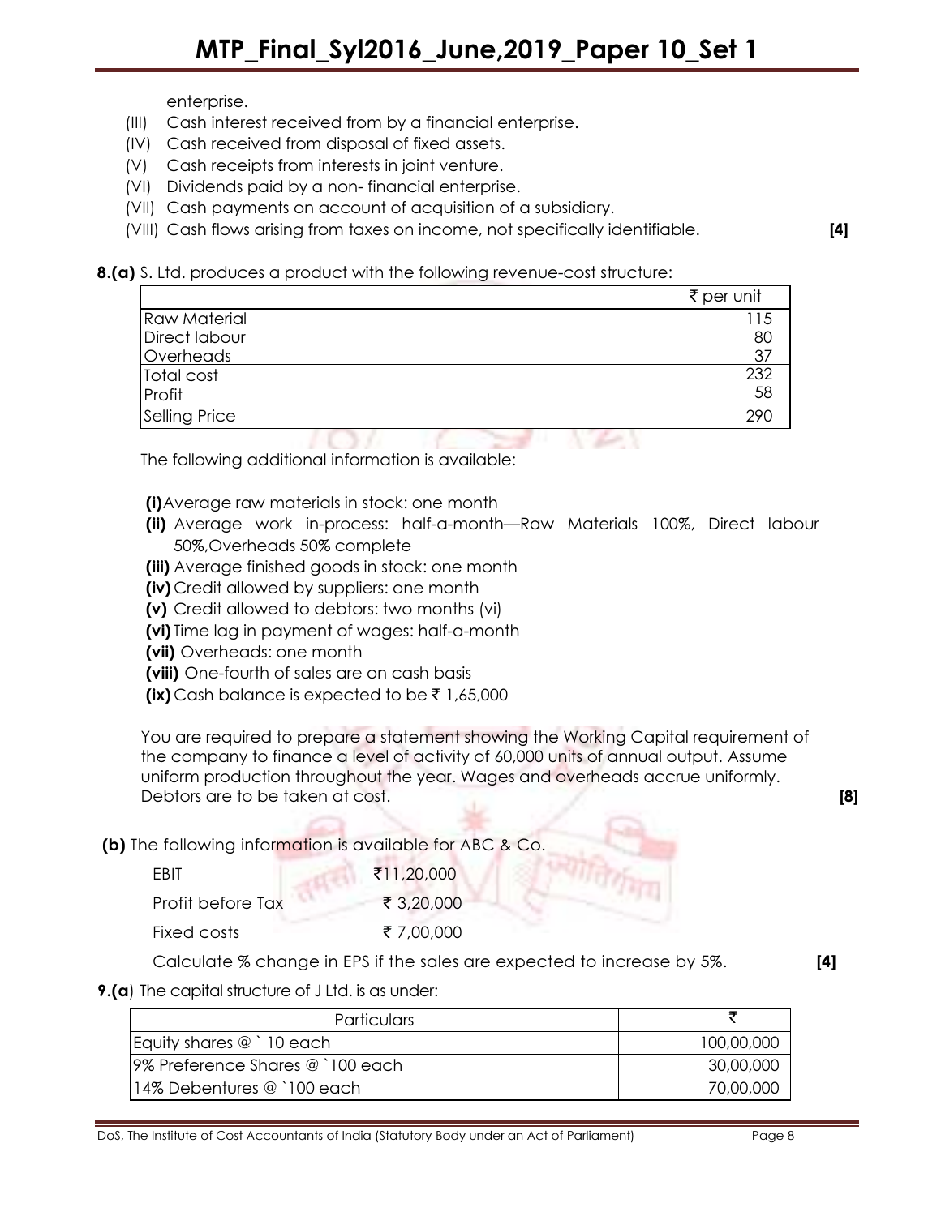enterprise.

(III) Cash interest received from by a financial enterprise.
(IV) Cash received from disposal of fixed assets.
(V) Cash receipts from interests in joint venture.
(VI) Dividends paid by a non- financial enterprise.
(VII) Cash payments on account of acquisition of a subsidiary.
(VIII) Cash flows arising from taxes on income, not specifically identifiable. **[4]**

**8.(a)** S. Ltd. produces a product with the following revenue-cost structure:

| | ₹ per unit |
|---|---|
| Raw Material | 115 |
| Direct labour | 80 |
| Overheads | 37 |
| Total cost | 232 |
| Profit | 58 |
| Selling Price | 290 |

The following additional information is available:

**(i)** Average raw materials in stock: one month
**(ii)** Average work in-process: half-a-month—Raw Materials 100%, Direct labour 50%,Overheads 50% complete
**(iii)** Average finished goods in stock: one month
**(iv)** Credit allowed by suppliers: one month
**(v)** Credit allowed to debtors: two months (vi)
**(vi)** Time lag in payment of wages: half-a-month
**(vii)** Overheads: one month
**(viii)** One-fourth of sales are on cash basis
**(ix)** Cash balance is expected to be ₹ 1,65,000

You are required to prepare a statement showing the Working Capital requirement of the company to finance a level of activity of 60,000 units of annual output. Assume uniform production throughout the year. Wages and overheads accrue uniformly. Debtors are to be taken at cost. **[8]**

**(b)** The following information is available for ABC & Co.

| | |
|---|---|
| EBIT | ₹11,20,000 |
| Profit before Tax | ₹ 3,20,000 |
| Fixed costs | ₹ 7,00,000 |

Calculate % change in EPS if the sales are expected to increase by 5%. **[4]**

**9.(a)** The capital structure of J Ltd. is as under:

| Particulars | ₹ |
|---|---|
| Equity shares @ ` 10 each | 100,00,000 |
| 9% Preference Shares @ `100 each | 30,00,000 |
| 14% Debentures @ `100 each | 70,00,000 |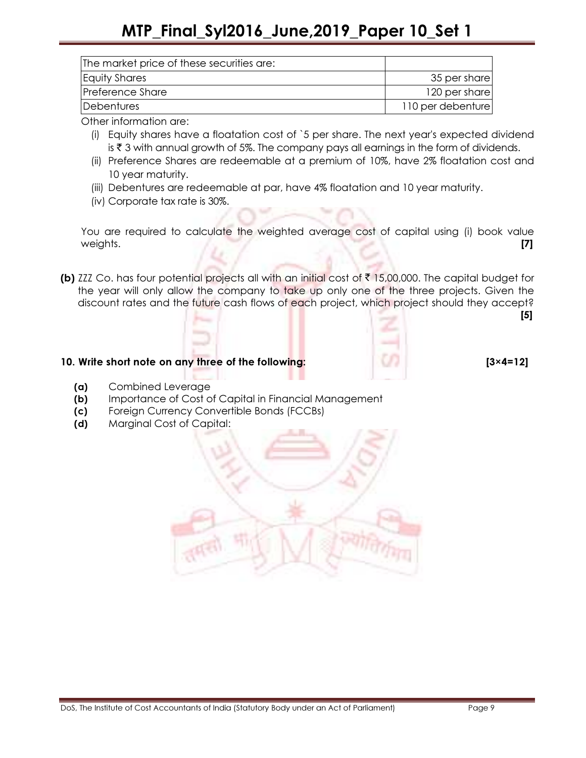| | |
|---|---|
| The market price of these securities are: | |
| Equity Shares | 35 per share |
| Preference Share | 120 per share |
| Debentures | 110 per debenture |

Other information are:

(i) Equity shares have a floatation cost of `5 per share. The next year's expected dividend is ₹ 3 with annual growth of 5%. The company pays all earnings in the form of dividends.

(ii) Preference Shares are redeemable at a premium of 10%, have 2% floatation cost and 10 year maturity.

(iii) Debentures are redeemable at par, have 4% floatation and 10 year maturity.

(iv) Corporate tax rate is 30%.

You are required to calculate the weighted average cost of capital using (i) book value weights. **[7]**

**(b)** ZZZ Co. has four potential projects all with an initial cost of ₹ 15,00,000. The capital budget for the year will only allow the company to take up only one of the three projects. Given the discount rates and the future cash flows of each project, which project should they accept? **[5]**

**10. Write short note on any three of the following:** **[3×4=12]**

**(a)** Combined Leverage

**(b)** Importance of Cost of Capital in Financial Management

**(c)** Foreign Currency Convertible Bonds (FCCBs)

**(d)** Marginal Cost of Capital: